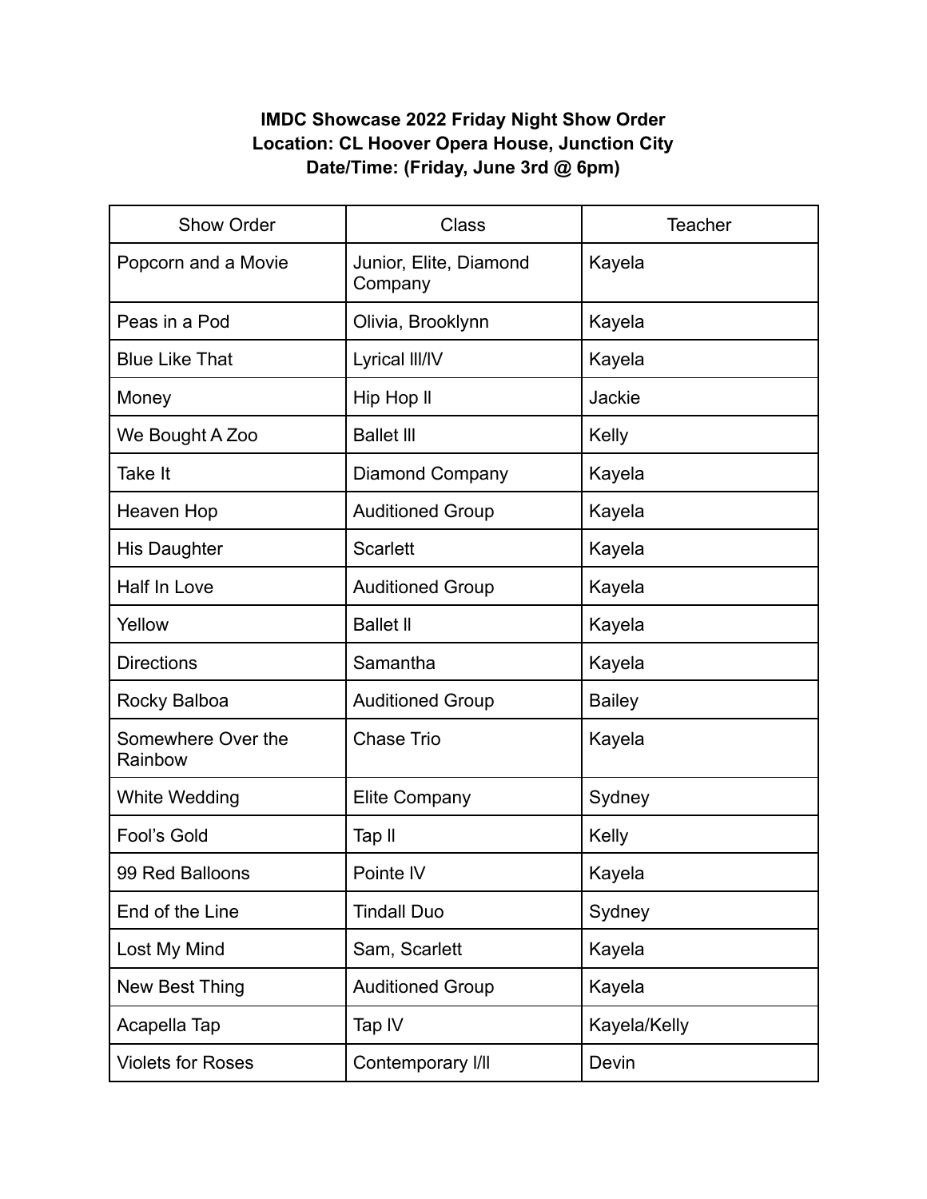**IMDC Showcase 2022 Friday Night Show Order**
**Location: CL Hoover Opera House, Junction City**
**Date/Time: (Friday, June 3rd @ 6pm)**

| Show Order | Class | Teacher |
|---|---|---|
| Popcorn and a Movie | Junior, Elite, Diamond Company | Kayela |
| Peas in a Pod | Olivia, Brooklynn | Kayela |
| Blue Like That | Lyrical lll/lV | Kayela |
| Money | Hip Hop ll | Jackie |
| We Bought A Zoo | Ballet lll | Kelly |
| Take It | Diamond Company | Kayela |
| Heaven Hop | Auditioned Group | Kayela |
| His Daughter | Scarlett | Kayela |
| Half In Love | Auditioned Group | Kayela |
| Yellow | Ballet ll | Kayela |
| Directions | Samantha | Kayela |
| Rocky Balboa | Auditioned Group | Bailey |
| Somewhere Over the Rainbow | Chase Trio | Kayela |
| White Wedding | Elite Company | Sydney |
| Fool's Gold | Tap ll | Kelly |
| 99 Red Balloons | Pointe lV | Kayela |
| End of the Line | Tindall Duo | Sydney |
| Lost My Mind | Sam, Scarlett | Kayela |
| New Best Thing | Auditioned Group | Kayela |
| Acapella Tap | Tap lV | Kayela/Kelly |
| Violets for Roses | Contemporary l/ll | Devin |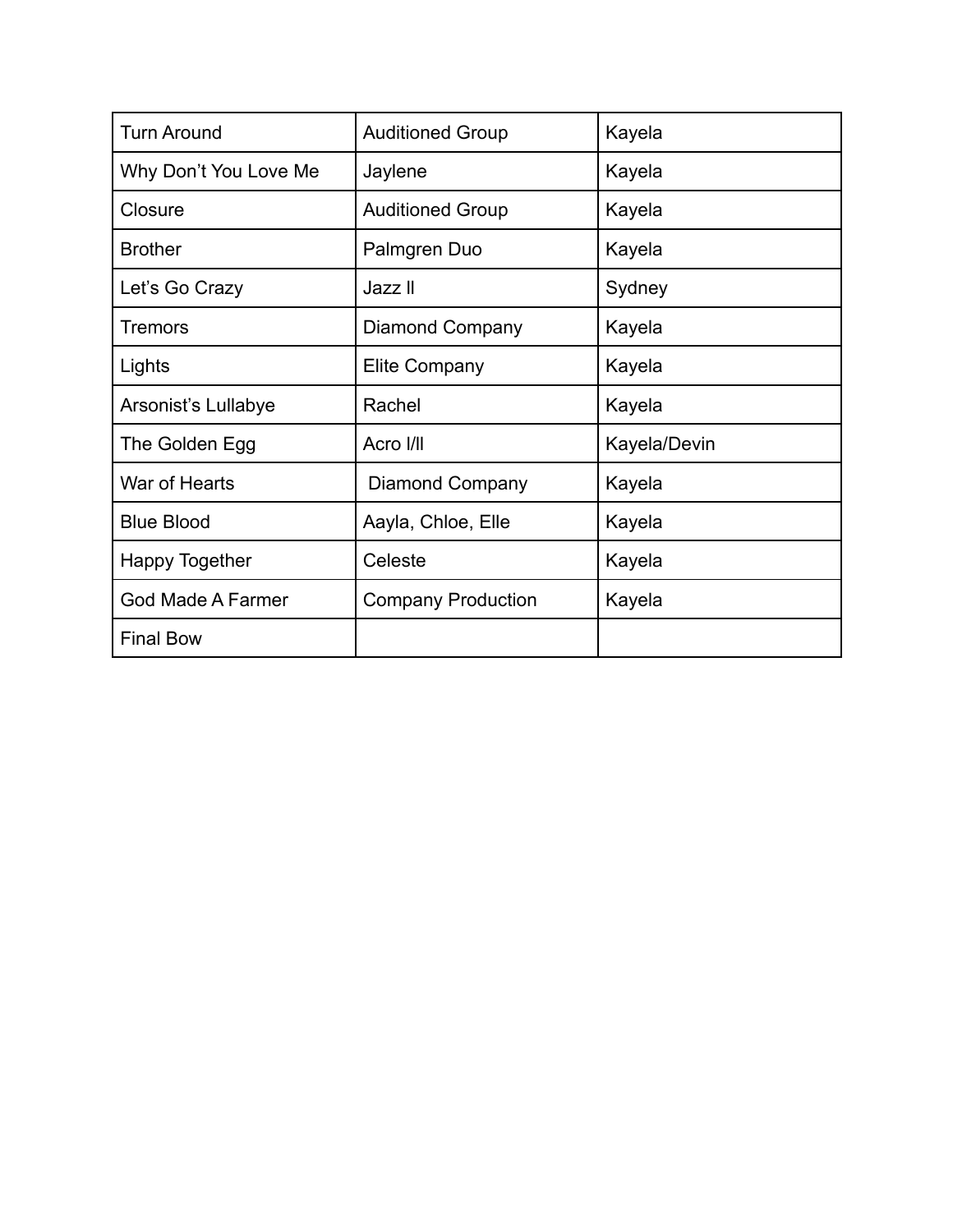| | | |
|---|---|---|
| Turn Around | Auditioned Group | Kayela |
| Why Don't You Love Me | Jaylene | Kayela |
| Closure | Auditioned Group | Kayela |
| Brother | Palmgren Duo | Kayela |
| Let's Go Crazy | Jazz ll | Sydney |
| Tremors | Diamond Company | Kayela |
| Lights | Elite Company | Kayela |
| Arsonist's Lullabye | Rachel | Kayela |
| The Golden Egg | Acro l/ll | Kayela/Devin |
| War of Hearts | Diamond Company | Kayela |
| Blue Blood | Aayla, Chloe, Elle | Kayela |
| Happy Together | Celeste | Kayela |
| God Made A Farmer | Company Production | Kayela |
| Final Bow | | |